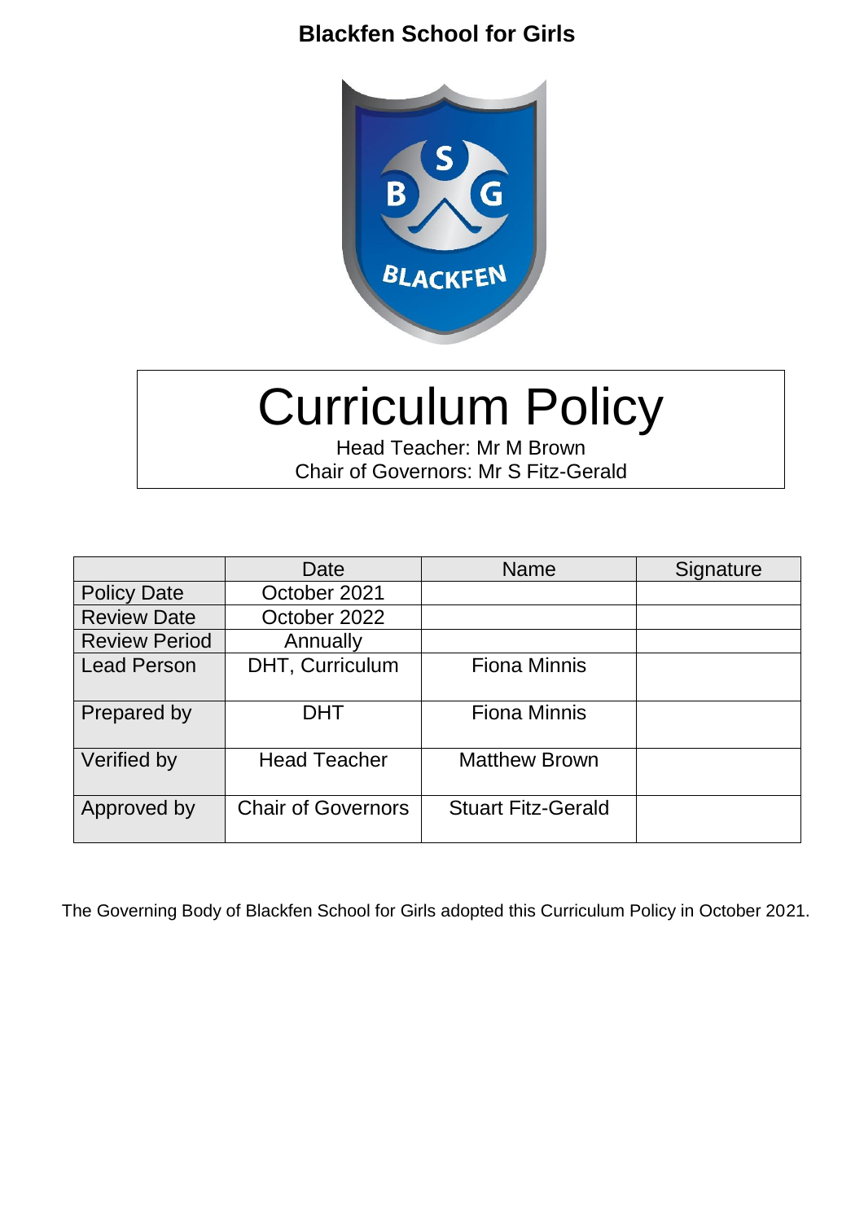**Blackfen School for Girls**

# Curriculum Policy

Head Teacher: Mr M Brown
Chair of Governors: Mr S Fitz-Gerald

| | Date | Name | Signature |
|---|---|---|---|
| Policy Date | October 2021 | | |
| Review Date | October 2022 | | |
| Review Period | Annually | | |
| Lead Person | DHT, Curriculum | Fiona Minnis | |
| Prepared by | DHT | Fiona Minnis | |
| Verified by | Head Teacher | Matthew Brown | |
| Approved by | Chair of Governors | Stuart Fitz-Gerald | |

The Governing Body of Blackfen School for Girls adopted this Curriculum Policy in October 2021.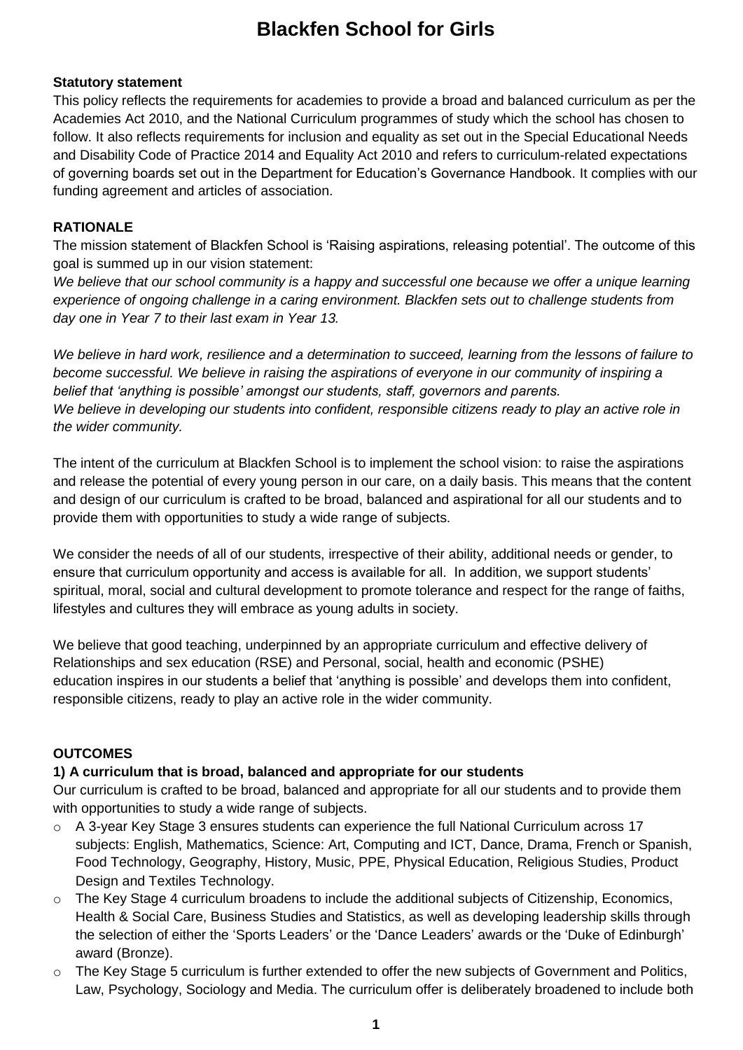# Blackfen School for Girls

**Statutory statement**

This policy reflects the requirements for academies to provide a broad and balanced curriculum as per the Academies Act 2010, and the National Curriculum programmes of study which the school has chosen to follow. It also reflects requirements for inclusion and equality as set out in the Special Educational Needs and Disability Code of Practice 2014 and Equality Act 2010 and refers to curriculum-related expectations of governing boards set out in the Department for Education's Governance Handbook. It complies with our funding agreement and articles of association.

**RATIONALE**

The mission statement of Blackfen School is 'Raising aspirations, releasing potential'. The outcome of this goal is summed up in our vision statement:

*We believe that our school community is a happy and successful one because we offer a unique learning experience of ongoing challenge in a caring environment. Blackfen sets out to challenge students from day one in Year 7 to their last exam in Year 13.*

*We believe in hard work, resilience and a determination to succeed, learning from the lessons of failure to become successful. We believe in raising the aspirations of everyone in our community of inspiring a belief that 'anything is possible' amongst our students, staff, governors and parents.*
*We believe in developing our students into confident, responsible citizens ready to play an active role in the wider community.*

The intent of the curriculum at Blackfen School is to implement the school vision: to raise the aspirations and release the potential of every young person in our care, on a daily basis. This means that the content and design of our curriculum is crafted to be broad, balanced and aspirational for all our students and to provide them with opportunities to study a wide range of subjects.

We consider the needs of all of our students, irrespective of their ability, additional needs or gender, to ensure that curriculum opportunity and access is available for all. In addition, we support students' spiritual, moral, social and cultural development to promote tolerance and respect for the range of faiths, lifestyles and cultures they will embrace as young adults in society.

We believe that good teaching, underpinned by an appropriate curriculum and effective delivery of Relationships and sex education (RSE) and Personal, social, health and economic (PSHE) education inspires in our students a belief that 'anything is possible' and develops them into confident, responsible citizens, ready to play an active role in the wider community.

**OUTCOMES**

**1) A curriculum that is broad, balanced and appropriate for our students**

Our curriculum is crafted to be broad, balanced and appropriate for all our students and to provide them with opportunities to study a wide range of subjects.

- A 3-year Key Stage 3 ensures students can experience the full National Curriculum across 17 subjects: English, Mathematics, Science: Art, Computing and ICT, Dance, Drama, French or Spanish, Food Technology, Geography, History, Music, PPE, Physical Education, Religious Studies, Product Design and Textiles Technology.
- The Key Stage 4 curriculum broadens to include the additional subjects of Citizenship, Economics, Health & Social Care, Business Studies and Statistics, as well as developing leadership skills through the selection of either the 'Sports Leaders' or the 'Dance Leaders' awards or the 'Duke of Edinburgh' award (Bronze).
- The Key Stage 5 curriculum is further extended to offer the new subjects of Government and Politics, Law, Psychology, Sociology and Media. The curriculum offer is deliberately broadened to include both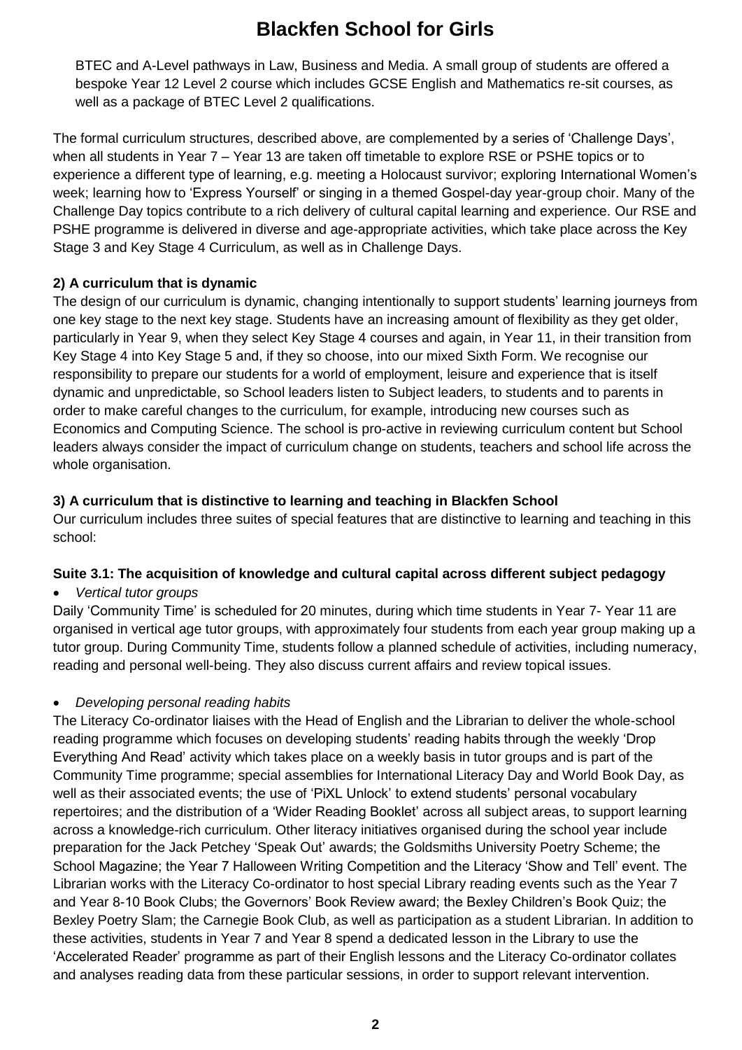BTEC and A-Level pathways in Law, Business and Media. A small group of students are offered a bespoke Year 12 Level 2 course which includes GCSE English and Mathematics re-sit courses, as well as a package of BTEC Level 2 qualifications.

The formal curriculum structures, described above, are complemented by a series of 'Challenge Days', when all students in Year 7 – Year 13 are taken off timetable to explore RSE or PSHE topics or to experience a different type of learning, e.g. meeting a Holocaust survivor; exploring International Women's week; learning how to 'Express Yourself' or singing in a themed Gospel-day year-group choir. Many of the Challenge Day topics contribute to a rich delivery of cultural capital learning and experience. Our RSE and PSHE programme is delivered in diverse and age-appropriate activities, which take place across the Key Stage 3 and Key Stage 4 Curriculum, as well as in Challenge Days.

**2) A curriculum that is dynamic**

The design of our curriculum is dynamic, changing intentionally to support students' learning journeys from one key stage to the next key stage. Students have an increasing amount of flexibility as they get older, particularly in Year 9, when they select Key Stage 4 courses and again, in Year 11, in their transition from Key Stage 4 into Key Stage 5 and, if they so choose, into our mixed Sixth Form. We recognise our responsibility to prepare our students for a world of employment, leisure and experience that is itself dynamic and unpredictable, so School leaders listen to Subject leaders, to students and to parents in order to make careful changes to the curriculum, for example, introducing new courses such as Economics and Computing Science. The school is pro-active in reviewing curriculum content but School leaders always consider the impact of curriculum change on students, teachers and school life across the whole organisation.

**3) A curriculum that is distinctive to learning and teaching in Blackfen School**

Our curriculum includes three suites of special features that are distinctive to learning and teaching in this school:

**Suite 3.1: The acquisition of knowledge and cultural capital across different subject pedagogy**

- *Vertical tutor groups*

Daily 'Community Time' is scheduled for 20 minutes, during which time students in Year 7- Year 11 are organised in vertical age tutor groups, with approximately four students from each year group making up a tutor group. During Community Time, students follow a planned schedule of activities, including numeracy, reading and personal well-being. They also discuss current affairs and review topical issues.

- *Developing personal reading habits*

The Literacy Co-ordinator liaises with the Head of English and the Librarian to deliver the whole-school reading programme which focuses on developing students' reading habits through the weekly 'Drop Everything And Read' activity which takes place on a weekly basis in tutor groups and is part of the Community Time programme; special assemblies for International Literacy Day and World Book Day, as well as their associated events; the use of 'PiXL Unlock' to extend students' personal vocabulary repertoires; and the distribution of a 'Wider Reading Booklet' across all subject areas, to support learning across a knowledge-rich curriculum. Other literacy initiatives organised during the school year include preparation for the Jack Petchey 'Speak Out' awards; the Goldsmiths University Poetry Scheme; the School Magazine; the Year 7 Halloween Writing Competition and the Literacy 'Show and Tell' event. The Librarian works with the Literacy Co-ordinator to host special Library reading events such as the Year 7 and Year 8-10 Book Clubs; the Governors' Book Review award; the Bexley Children's Book Quiz; the Bexley Poetry Slam; the Carnegie Book Club, as well as participation as a student Librarian. In addition to these activities, students in Year 7 and Year 8 spend a dedicated lesson in the Library to use the 'Accelerated Reader' programme as part of their English lessons and the Literacy Co-ordinator collates and analyses reading data from these particular sessions, in order to support relevant intervention.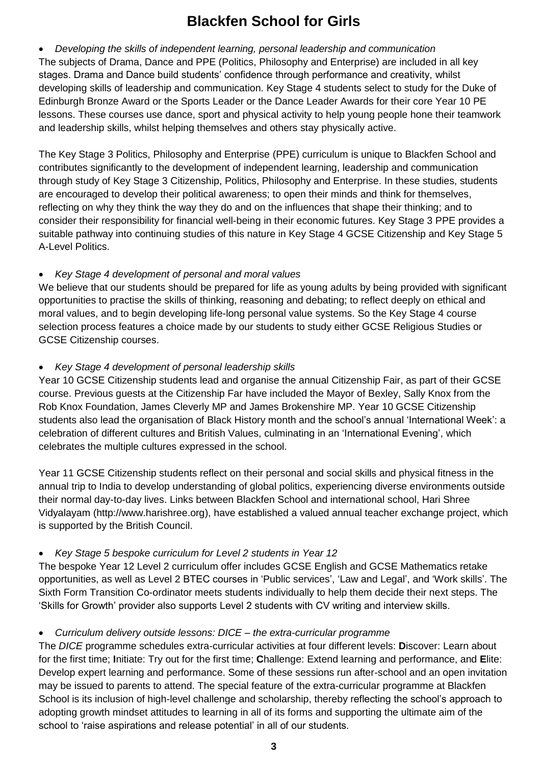# Blackfen School for Girls

- *Developing the skills of independent learning, personal leadership and communication*

The subjects of Drama, Dance and PPE (Politics, Philosophy and Enterprise) are included in all key stages. Drama and Dance build students' confidence through performance and creativity, whilst developing skills of leadership and communication. Key Stage 4 students select to study for the Duke of Edinburgh Bronze Award or the Sports Leader or the Dance Leader Awards for their core Year 10 PE lessons. These courses use dance, sport and physical activity to help young people hone their teamwork and leadership skills, whilst helping themselves and others stay physically active.

The Key Stage 3 Politics, Philosophy and Enterprise (PPE) curriculum is unique to Blackfen School and contributes significantly to the development of independent learning, leadership and communication through study of Key Stage 3 Citizenship, Politics, Philosophy and Enterprise. In these studies, students are encouraged to develop their political awareness; to open their minds and think for themselves, reflecting on why they think the way they do and on the influences that shape their thinking; and to consider their responsibility for financial well-being in their economic futures. Key Stage 3 PPE provides a suitable pathway into continuing studies of this nature in Key Stage 4 GCSE Citizenship and Key Stage 5 A-Level Politics.

- *Key Stage 4 development of personal and moral values*

We believe that our students should be prepared for life as young adults by being provided with significant opportunities to practise the skills of thinking, reasoning and debating; to reflect deeply on ethical and moral values, and to begin developing life-long personal value systems. So the Key Stage 4 course selection process features a choice made by our students to study either GCSE Religious Studies or GCSE Citizenship courses.

- *Key Stage 4 development of personal leadership skills*

Year 10 GCSE Citizenship students lead and organise the annual Citizenship Fair, as part of their GCSE course. Previous guests at the Citizenship Far have included the Mayor of Bexley, Sally Knox from the Rob Knox Foundation, James Cleverly MP and James Brokenshire MP. Year 10 GCSE Citizenship students also lead the organisation of Black History month and the school's annual 'International Week': a celebration of different cultures and British Values, culminating in an 'International Evening', which celebrates the multiple cultures expressed in the school.

Year 11 GCSE Citizenship students reflect on their personal and social skills and physical fitness in the annual trip to India to develop understanding of global politics, experiencing diverse environments outside their normal day-to-day lives. Links between Blackfen School and international school, Hari Shree Vidyalayam (http://www.harishree.org), have established a valued annual teacher exchange project, which is supported by the British Council.

- *Key Stage 5 bespoke curriculum for Level 2 students in Year 12*

The bespoke Year 12 Level 2 curriculum offer includes GCSE English and GCSE Mathematics retake opportunities, as well as Level 2 BTEC courses in 'Public services', 'Law and Legal', and 'Work skills'. The Sixth Form Transition Co-ordinator meets students individually to help them decide their next steps. The 'Skills for Growth' provider also supports Level 2 students with CV writing and interview skills.

- *Curriculum delivery outside lessons: DICE – the extra-curricular programme*

The *DICE* programme schedules extra-curricular activities at four different levels: **D**iscover: Learn about for the first time; **I**nitiate: Try out for the first time; **C**hallenge: Extend learning and performance, and **E**lite: Develop expert learning and performance. Some of these sessions run after-school and an open invitation may be issued to parents to attend. The special feature of the extra-curricular programme at Blackfen School is its inclusion of high-level challenge and scholarship, thereby reflecting the school's approach to adopting growth mindset attitudes to learning in all of its forms and supporting the ultimate aim of the school to 'raise aspirations and release potential' in all of our students.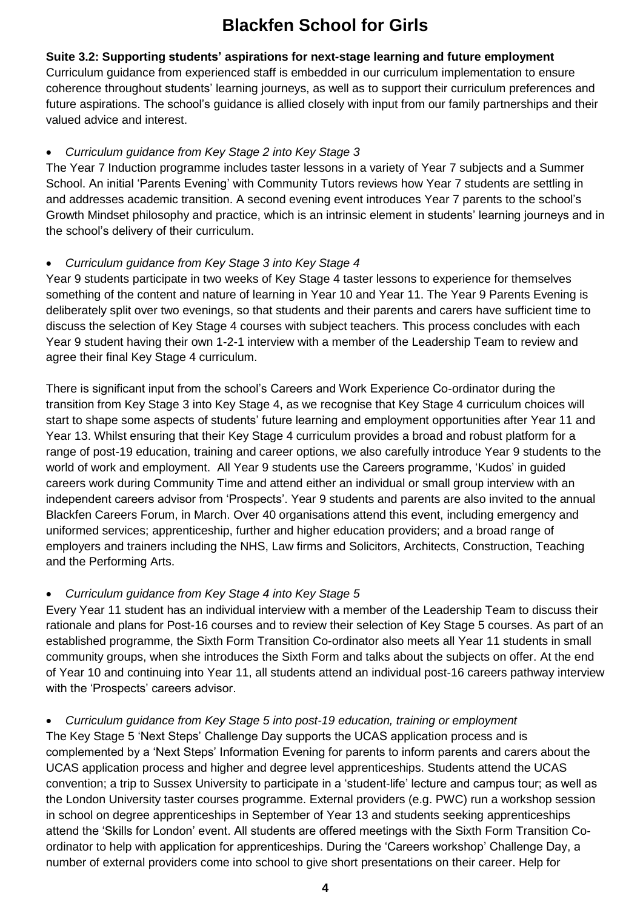# Blackfen School for Girls

**Suite 3.2: Supporting students' aspirations for next-stage learning and future employment**

Curriculum guidance from experienced staff is embedded in our curriculum implementation to ensure coherence throughout students' learning journeys, as well as to support their curriculum preferences and future aspirations. The school's guidance is allied closely with input from our family partnerships and their valued advice and interest.

- *Curriculum guidance from Key Stage 2 into Key Stage 3*

The Year 7 Induction programme includes taster lessons in a variety of Year 7 subjects and a Summer School. An initial 'Parents Evening' with Community Tutors reviews how Year 7 students are settling in and addresses academic transition. A second evening event introduces Year 7 parents to the school's Growth Mindset philosophy and practice, which is an intrinsic element in students' learning journeys and in the school's delivery of their curriculum.

- *Curriculum guidance from Key Stage 3 into Key Stage 4*

Year 9 students participate in two weeks of Key Stage 4 taster lessons to experience for themselves something of the content and nature of learning in Year 10 and Year 11. The Year 9 Parents Evening is deliberately split over two evenings, so that students and their parents and carers have sufficient time to discuss the selection of Key Stage 4 courses with subject teachers. This process concludes with each Year 9 student having their own 1-2-1 interview with a member of the Leadership Team to review and agree their final Key Stage 4 curriculum.

There is significant input from the school's Careers and Work Experience Co-ordinator during the transition from Key Stage 3 into Key Stage 4, as we recognise that Key Stage 4 curriculum choices will start to shape some aspects of students' future learning and employment opportunities after Year 11 and Year 13. Whilst ensuring that their Key Stage 4 curriculum provides a broad and robust platform for a range of post-19 education, training and career options, we also carefully introduce Year 9 students to the world of work and employment. All Year 9 students use the Careers programme, 'Kudos' in guided careers work during Community Time and attend either an individual or small group interview with an independent careers advisor from 'Prospects'. Year 9 students and parents are also invited to the annual Blackfen Careers Forum, in March. Over 40 organisations attend this event, including emergency and uniformed services; apprenticeship, further and higher education providers; and a broad range of employers and trainers including the NHS, Law firms and Solicitors, Architects, Construction, Teaching and the Performing Arts.

- *Curriculum guidance from Key Stage 4 into Key Stage 5*

Every Year 11 student has an individual interview with a member of the Leadership Team to discuss their rationale and plans for Post-16 courses and to review their selection of Key Stage 5 courses. As part of an established programme, the Sixth Form Transition Co-ordinator also meets all Year 11 students in small community groups, when she introduces the Sixth Form and talks about the subjects on offer. At the end of Year 10 and continuing into Year 11, all students attend an individual post-16 careers pathway interview with the 'Prospects' careers advisor.

- *Curriculum guidance from Key Stage 5 into post-19 education, training or employment*

The Key Stage 5 'Next Steps' Challenge Day supports the UCAS application process and is complemented by a 'Next Steps' Information Evening for parents to inform parents and carers about the UCAS application process and higher and degree level apprenticeships. Students attend the UCAS convention; a trip to Sussex University to participate in a 'student-life' lecture and campus tour; as well as the London University taster courses programme. External providers (e.g. PWC) run a workshop session in school on degree apprenticeships in September of Year 13 and students seeking apprenticeships attend the 'Skills for London' event. All students are offered meetings with the Sixth Form Transition Co-ordinator to help with application for apprenticeships. During the 'Careers workshop' Challenge Day, a number of external providers come into school to give short presentations on their career. Help for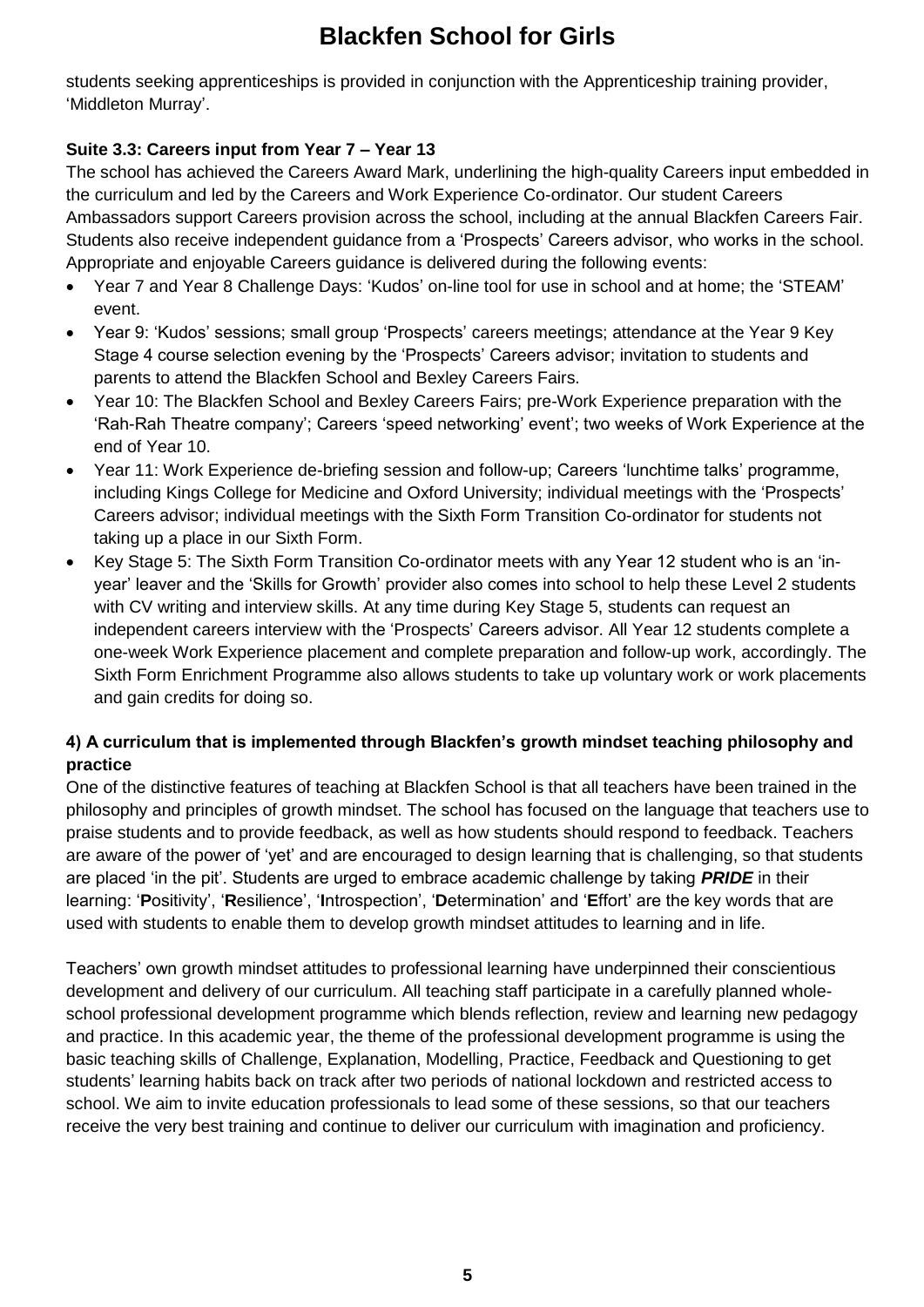students seeking apprenticeships is provided in conjunction with the Apprenticeship training provider, 'Middleton Murray'.

**Suite 3.3: Careers input from Year 7 – Year 13**

The school has achieved the Careers Award Mark, underlining the high-quality Careers input embedded in the curriculum and led by the Careers and Work Experience Co-ordinator. Our student Careers Ambassadors support Careers provision across the school, including at the annual Blackfen Careers Fair. Students also receive independent guidance from a 'Prospects' Careers advisor, who works in the school. Appropriate and enjoyable Careers guidance is delivered during the following events:

- Year 7 and Year 8 Challenge Days: 'Kudos' on-line tool for use in school and at home; the 'STEAM' event.
- Year 9: 'Kudos' sessions; small group 'Prospects' careers meetings; attendance at the Year 9 Key Stage 4 course selection evening by the 'Prospects' Careers advisor; invitation to students and parents to attend the Blackfen School and Bexley Careers Fairs.
- Year 10: The Blackfen School and Bexley Careers Fairs; pre-Work Experience preparation with the 'Rah-Rah Theatre company'; Careers 'speed networking' event'; two weeks of Work Experience at the end of Year 10.
- Year 11: Work Experience de-briefing session and follow-up; Careers 'lunchtime talks' programme, including Kings College for Medicine and Oxford University; individual meetings with the 'Prospects' Careers advisor; individual meetings with the Sixth Form Transition Co-ordinator for students not taking up a place in our Sixth Form.
- Key Stage 5: The Sixth Form Transition Co-ordinator meets with any Year 12 student who is an 'in-year' leaver and the 'Skills for Growth' provider also comes into school to help these Level 2 students with CV writing and interview skills. At any time during Key Stage 5, students can request an independent careers interview with the 'Prospects' Careers advisor. All Year 12 students complete a one-week Work Experience placement and complete preparation and follow-up work, accordingly. The Sixth Form Enrichment Programme also allows students to take up voluntary work or work placements and gain credits for doing so.

**4) A curriculum that is implemented through Blackfen's growth mindset teaching philosophy and practice**

One of the distinctive features of teaching at Blackfen School is that all teachers have been trained in the philosophy and principles of growth mindset. The school has focused on the language that teachers use to praise students and to provide feedback, as well as how students should respond to feedback. Teachers are aware of the power of 'yet' and are encouraged to design learning that is challenging, so that students are placed 'in the pit'. Students are urged to embrace academic challenge by taking ***PRIDE*** in their learning: '**P**ositivity', '**R**esilience', '**I**ntrospection', '**D**etermination' and '**E**ffort' are the key words that are used with students to enable them to develop growth mindset attitudes to learning and in life.

Teachers' own growth mindset attitudes to professional learning have underpinned their conscientious development and delivery of our curriculum. All teaching staff participate in a carefully planned whole-school professional development programme which blends reflection, review and learning new pedagogy and practice. In this academic year, the theme of the professional development programme is using the basic teaching skills of Challenge, Explanation, Modelling, Practice, Feedback and Questioning to get students' learning habits back on track after two periods of national lockdown and restricted access to school. We aim to invite education professionals to lead some of these sessions, so that our teachers receive the very best training and continue to deliver our curriculum with imagination and proficiency.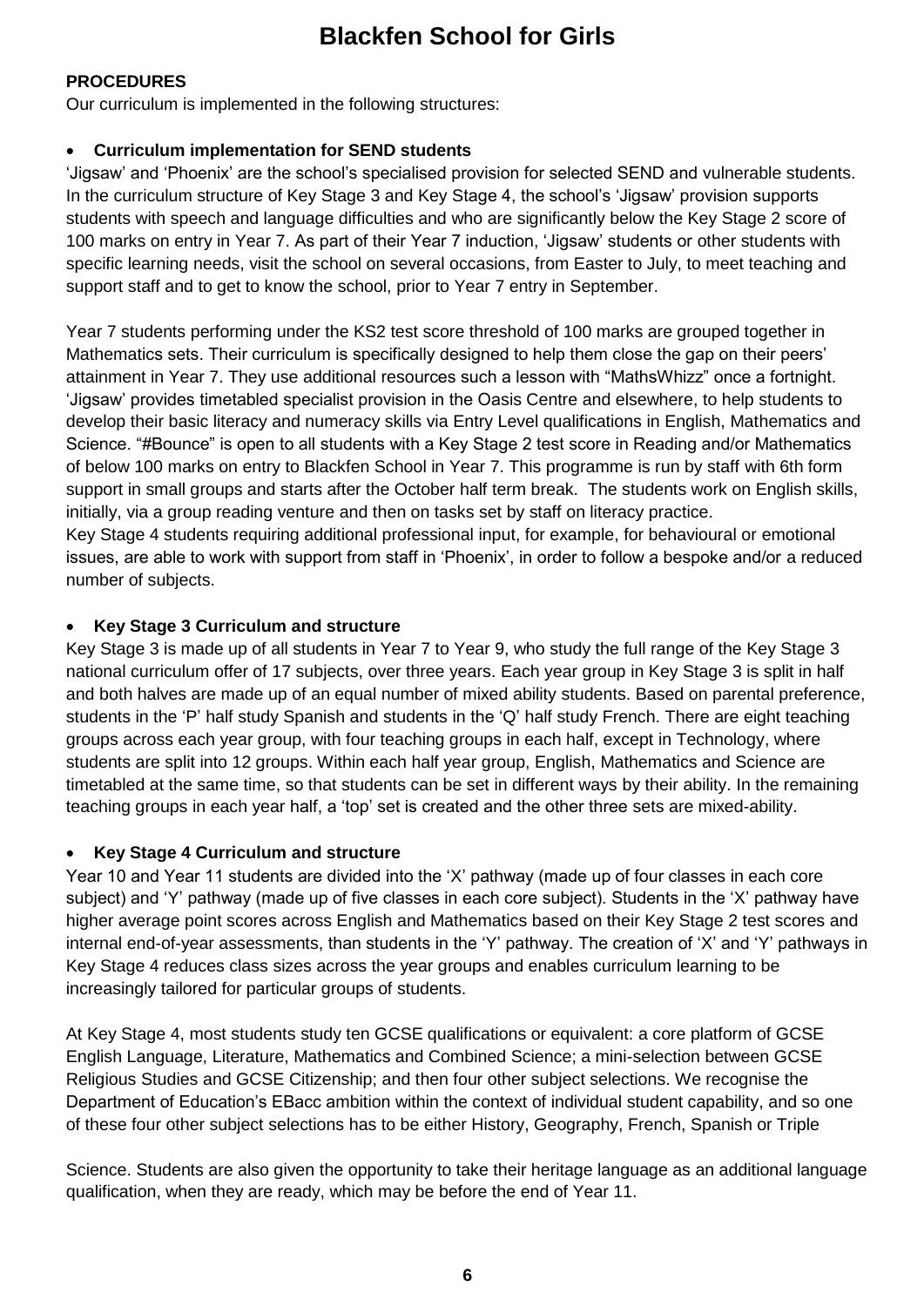# Blackfen School for Girls

**PROCEDURES**

Our curriculum is implemented in the following structures:

- **Curriculum implementation for SEND students**

'Jigsaw' and 'Phoenix' are the school's specialised provision for selected SEND and vulnerable students. In the curriculum structure of Key Stage 3 and Key Stage 4, the school's 'Jigsaw' provision supports students with speech and language difficulties and who are significantly below the Key Stage 2 score of 100 marks on entry in Year 7. As part of their Year 7 induction, 'Jigsaw' students or other students with specific learning needs, visit the school on several occasions, from Easter to July, to meet teaching and support staff and to get to know the school, prior to Year 7 entry in September.

Year 7 students performing under the KS2 test score threshold of 100 marks are grouped together in Mathematics sets. Their curriculum is specifically designed to help them close the gap on their peers' attainment in Year 7. They use additional resources such a lesson with "MathsWhizz" once a fortnight. 'Jigsaw' provides timetabled specialist provision in the Oasis Centre and elsewhere, to help students to develop their basic literacy and numeracy skills via Entry Level qualifications in English, Mathematics and Science. "#Bounce" is open to all students with a Key Stage 2 test score in Reading and/or Mathematics of below 100 marks on entry to Blackfen School in Year 7. This programme is run by staff with 6th form support in small groups and starts after the October half term break. The students work on English skills, initially, via a group reading venture and then on tasks set by staff on literacy practice.
Key Stage 4 students requiring additional professional input, for example, for behavioural or emotional issues, are able to work with support from staff in 'Phoenix', in order to follow a bespoke and/or a reduced number of subjects.

- **Key Stage 3 Curriculum and structure**

Key Stage 3 is made up of all students in Year 7 to Year 9, who study the full range of the Key Stage 3 national curriculum offer of 17 subjects, over three years. Each year group in Key Stage 3 is split in half and both halves are made up of an equal number of mixed ability students. Based on parental preference, students in the 'P' half study Spanish and students in the 'Q' half study French. There are eight teaching groups across each year group, with four teaching groups in each half, except in Technology, where students are split into 12 groups. Within each half year group, English, Mathematics and Science are timetabled at the same time, so that students can be set in different ways by their ability. In the remaining teaching groups in each year half, a 'top' set is created and the other three sets are mixed-ability.

- **Key Stage 4 Curriculum and structure**

Year 10 and Year 11 students are divided into the 'X' pathway (made up of four classes in each core subject) and 'Y' pathway (made up of five classes in each core subject). Students in the 'X' pathway have higher average point scores across English and Mathematics based on their Key Stage 2 test scores and internal end-of-year assessments, than students in the 'Y' pathway. The creation of 'X' and 'Y' pathways in Key Stage 4 reduces class sizes across the year groups and enables curriculum learning to be increasingly tailored for particular groups of students.

At Key Stage 4, most students study ten GCSE qualifications or equivalent: a core platform of GCSE English Language, Literature, Mathematics and Combined Science; a mini-selection between GCSE Religious Studies and GCSE Citizenship; and then four other subject selections. We recognise the Department of Education's EBacc ambition within the context of individual student capability, and so one of these four other subject selections has to be either History, Geography, French, Spanish or Triple Science. Students are also given the opportunity to take their heritage language as an additional language qualification, when they are ready, which may be before the end of Year 11.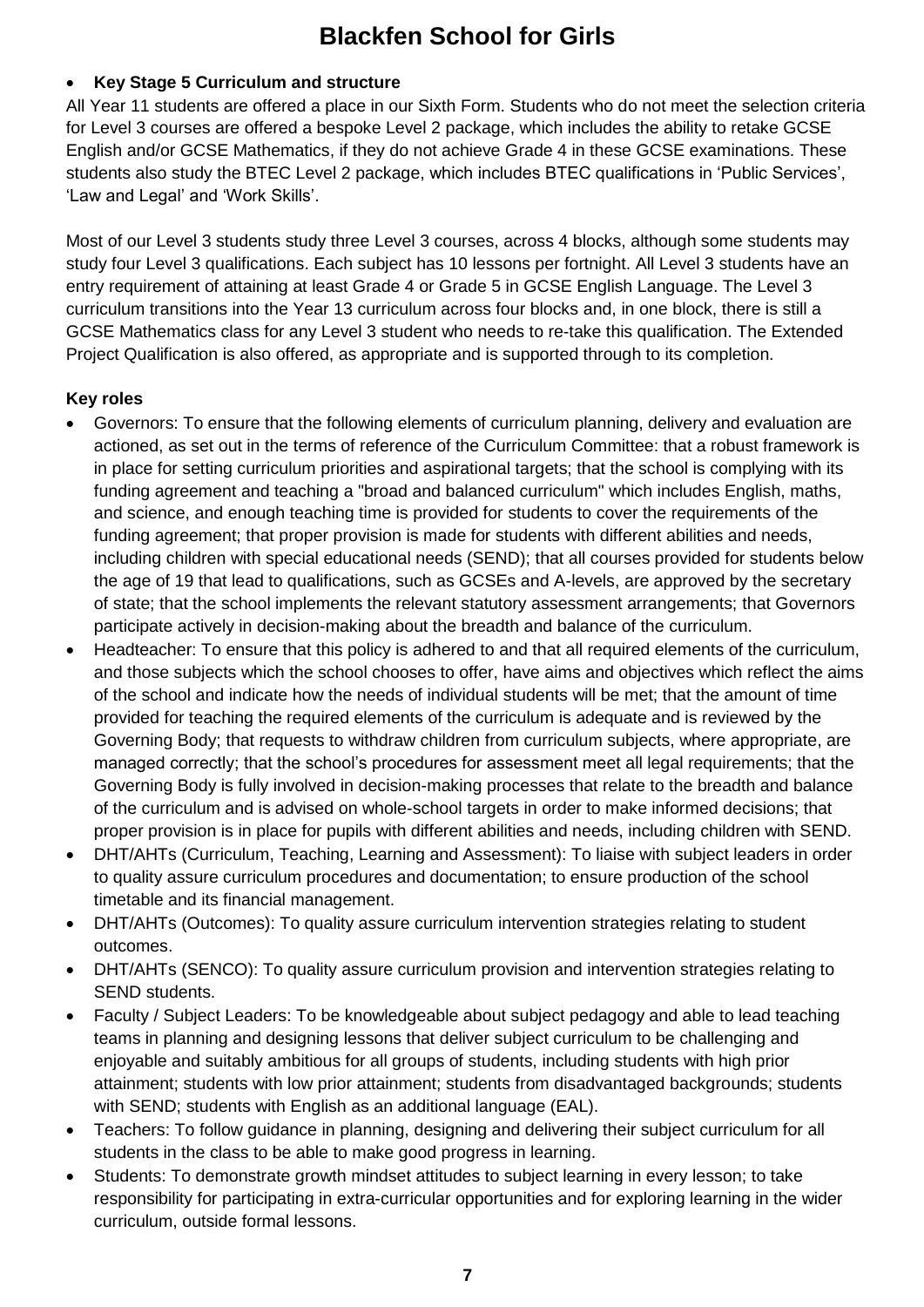- **Key Stage 5 Curriculum and structure**

All Year 11 students are offered a place in our Sixth Form. Students who do not meet the selection criteria for Level 3 courses are offered a bespoke Level 2 package, which includes the ability to retake GCSE English and/or GCSE Mathematics, if they do not achieve Grade 4 in these GCSE examinations. These students also study the BTEC Level 2 package, which includes BTEC qualifications in 'Public Services', 'Law and Legal' and 'Work Skills'.

Most of our Level 3 students study three Level 3 courses, across 4 blocks, although some students may study four Level 3 qualifications. Each subject has 10 lessons per fortnight. All Level 3 students have an entry requirement of attaining at least Grade 4 or Grade 5 in GCSE English Language. The Level 3 curriculum transitions into the Year 13 curriculum across four blocks and, in one block, there is still a GCSE Mathematics class for any Level 3 student who needs to re-take this qualification. The Extended Project Qualification is also offered, as appropriate and is supported through to its completion.

**Key roles**

- Governors: To ensure that the following elements of curriculum planning, delivery and evaluation are actioned, as set out in the terms of reference of the Curriculum Committee: that a robust framework is in place for setting curriculum priorities and aspirational targets; that the school is complying with its funding agreement and teaching a "broad and balanced curriculum" which includes English, maths, and science, and enough teaching time is provided for students to cover the requirements of the funding agreement; that proper provision is made for students with different abilities and needs, including children with special educational needs (SEND); that all courses provided for students below the age of 19 that lead to qualifications, such as GCSEs and A-levels, are approved by the secretary of state; that the school implements the relevant statutory assessment arrangements; that Governors participate actively in decision-making about the breadth and balance of the curriculum.
- Headteacher: To ensure that this policy is adhered to and that all required elements of the curriculum, and those subjects which the school chooses to offer, have aims and objectives which reflect the aims of the school and indicate how the needs of individual students will be met; that the amount of time provided for teaching the required elements of the curriculum is adequate and is reviewed by the Governing Body; that requests to withdraw children from curriculum subjects, where appropriate, are managed correctly; that the school's procedures for assessment meet all legal requirements; that the Governing Body is fully involved in decision-making processes that relate to the breadth and balance of the curriculum and is advised on whole-school targets in order to make informed decisions; that proper provision is in place for pupils with different abilities and needs, including children with SEND.
- DHT/AHTs (Curriculum, Teaching, Learning and Assessment): To liaise with subject leaders in order to quality assure curriculum procedures and documentation; to ensure production of the school timetable and its financial management.
- DHT/AHTs (Outcomes): To quality assure curriculum intervention strategies relating to student outcomes.
- DHT/AHTs (SENCO): To quality assure curriculum provision and intervention strategies relating to SEND students.
- Faculty / Subject Leaders: To be knowledgeable about subject pedagogy and able to lead teaching teams in planning and designing lessons that deliver subject curriculum to be challenging and enjoyable and suitably ambitious for all groups of students, including students with high prior attainment; students with low prior attainment; students from disadvantaged backgrounds; students with SEND; students with English as an additional language (EAL).
- Teachers: To follow guidance in planning, designing and delivering their subject curriculum for all students in the class to be able to make good progress in learning.
- Students: To demonstrate growth mindset attitudes to subject learning in every lesson; to take responsibility for participating in extra-curricular opportunities and for exploring learning in the wider curriculum, outside formal lessons.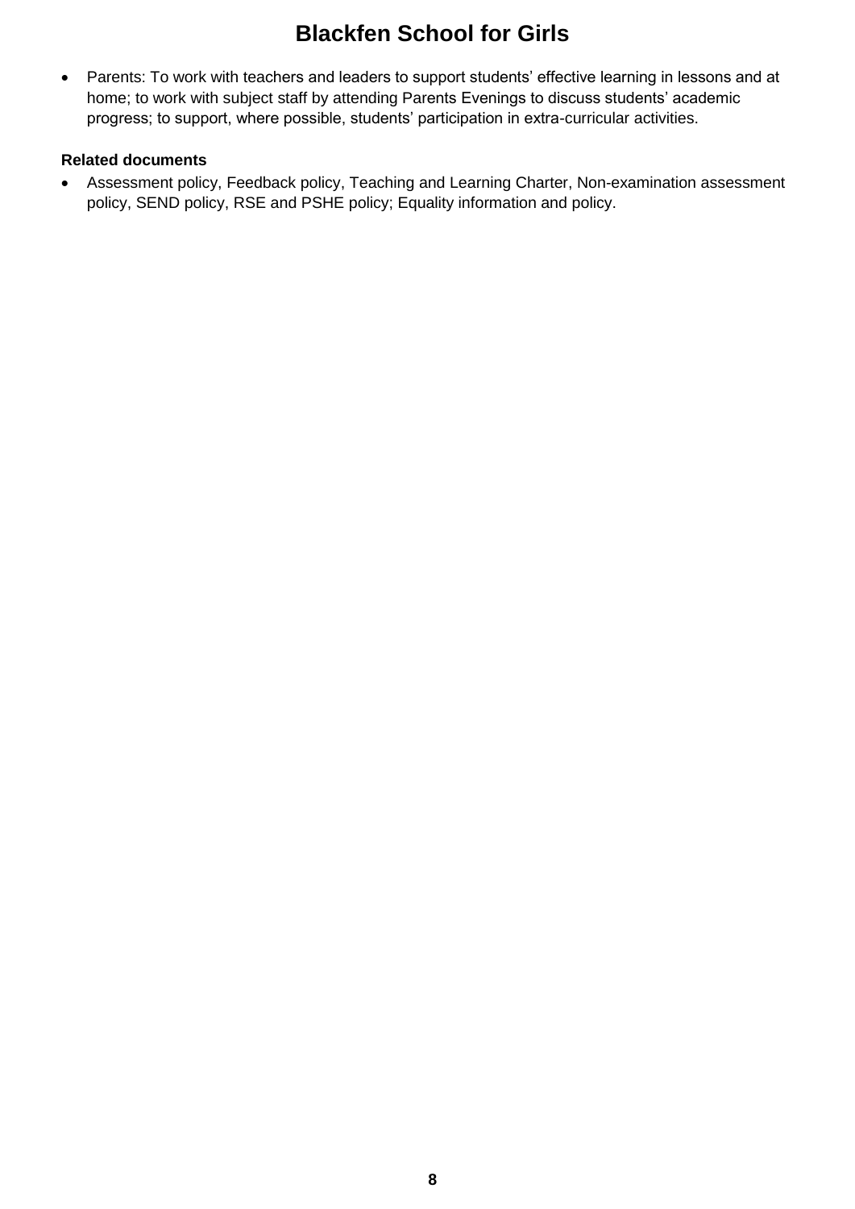- Parents: To work with teachers and leaders to support students' effective learning in lessons and at home; to work with subject staff by attending Parents Evenings to discuss students' academic progress; to support, where possible, students' participation in extra-curricular activities.

**Related documents**

- Assessment policy, Feedback policy, Teaching and Learning Charter, Non-examination assessment policy, SEND policy, RSE and PSHE policy; Equality information and policy.